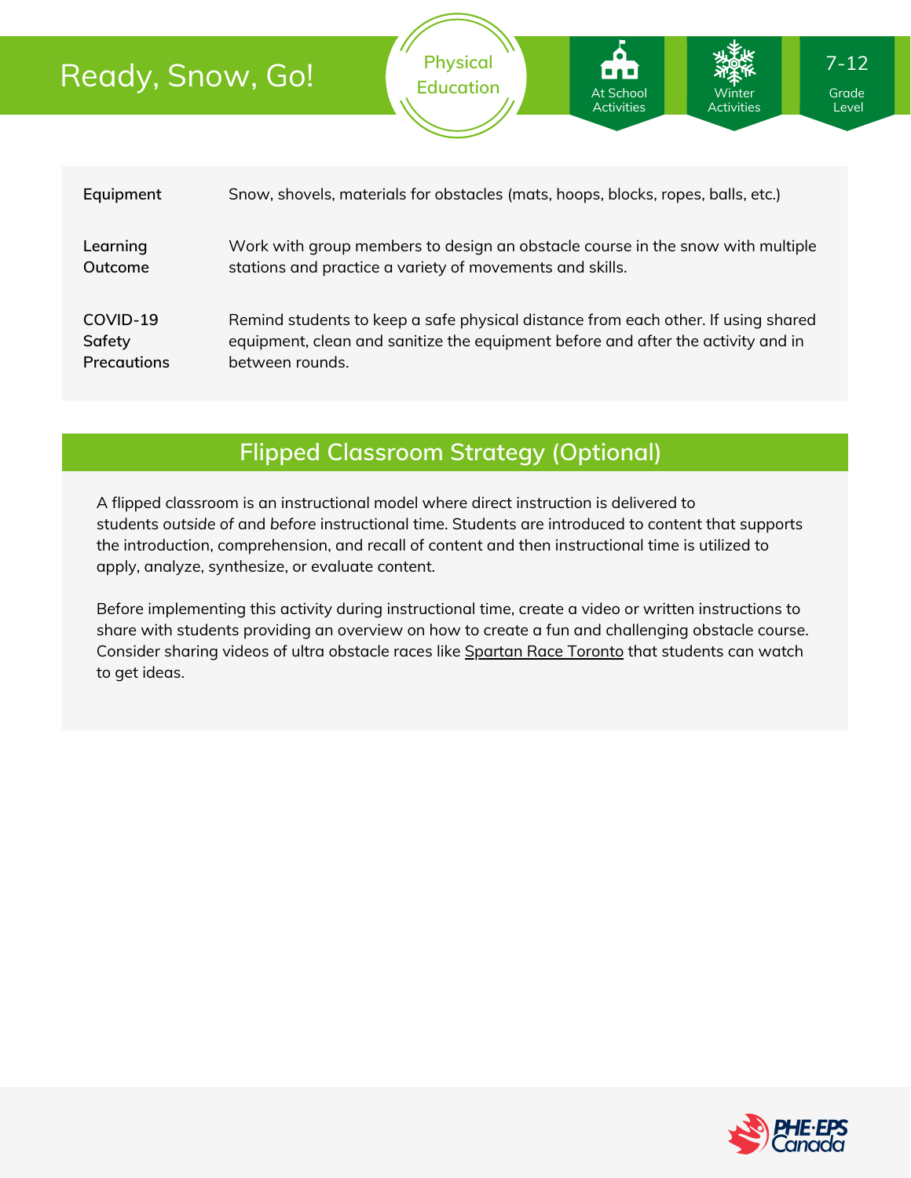# Ready, Snow, Go!

Physical Education

At School Activities | Winter Activities | 7-12 Grade Level

| | |
|---|---|
| **Equipment** | Snow, shovels, materials for obstacles (mats, hoops, blocks, ropes, balls, etc.) |
| **Learning Outcome** | Work with group members to design an obstacle course in the snow with multiple stations and practice a variety of movements and skills. |
| **COVID-19 Safety Precautions** | Remind students to keep a safe physical distance from each other. If using shared equipment, clean and sanitize the equipment before and after the activity and in between rounds. |

## Flipped Classroom Strategy (Optional)

A flipped classroom is an instructional model where direct instruction is delivered to students *outside of* and *before* instructional time. Students are introduced to content that supports the introduction, comprehension, and recall of content and then instructional time is utilized to apply, analyze, synthesize, or evaluate content.

Before implementing this activity during instructional time, create a video or written instructions to share with students providing an overview on how to create a fun and challenging obstacle course. Consider sharing videos of ultra obstacle races like Spartan Race Toronto that students can watch to get ideas.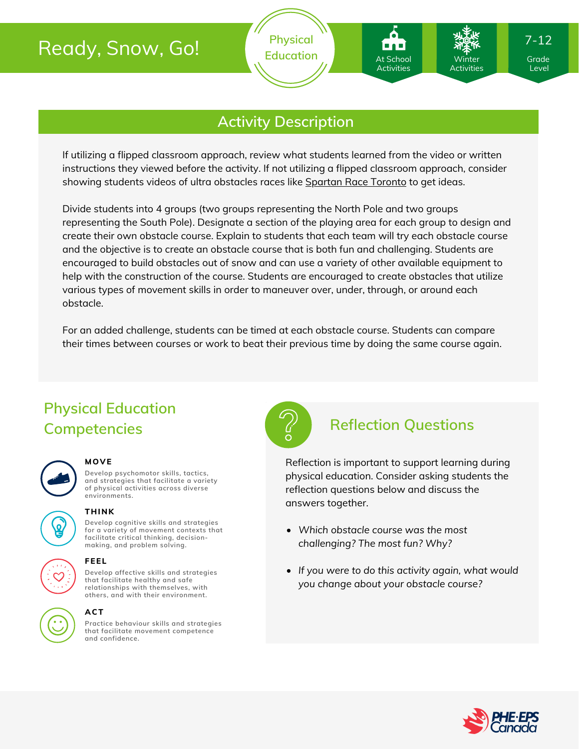# Ready, Snow, Go!

Physical Education

At School Activities

Winter Activities

7-12 Grade Level

## Activity Description

If utilizing a flipped classroom approach, review what students learned from the video or written instructions they viewed before the activity. If not utilizing a flipped classroom approach, consider showing students videos of ultra obstacles races like Spartan Race Toronto to get ideas.

Divide students into 4 groups (two groups representing the North Pole and two groups representing the South Pole). Designate a section of the playing area for each group to design and create their own obstacle course. Explain to students that each team will try each obstacle course and the objective is to create an obstacle course that is both fun and challenging. Students are encouraged to build obstacles out of snow and can use a variety of other available equipment to help with the construction of the course. Students are encouraged to create obstacles that utilize various types of movement skills in order to maneuver over, under, through, or around each obstacle.

For an added challenge, students can be timed at each obstacle course. Students can compare their times between courses or work to beat their previous time by doing the same course again.

## Physical Education Competencies

**MOVE**

Develop psychomotor skills, tactics, and strategies that facilitate a variety of physical activities across diverse environments.

**THINK**

Develop cognitive skills and strategies for a variety of movement contexts that facilitate critical thinking, decision-making, and problem solving.

**FEEL**

Develop affective skills and strategies that facilitate healthy and safe relationships with themselves, with others, and with their environment.

**ACT**

Practice behaviour skills and strategies that facilitate movement competence and confidence.

## Reflection Questions

Reflection is important to support learning during physical education. Consider asking students the reflection questions below and discuss the answers together.

- *Which obstacle course was the most challenging? The most fun? Why?*
- *If you were to do this activity again, what would you change about your obstacle course?*

PHE·EPS Canada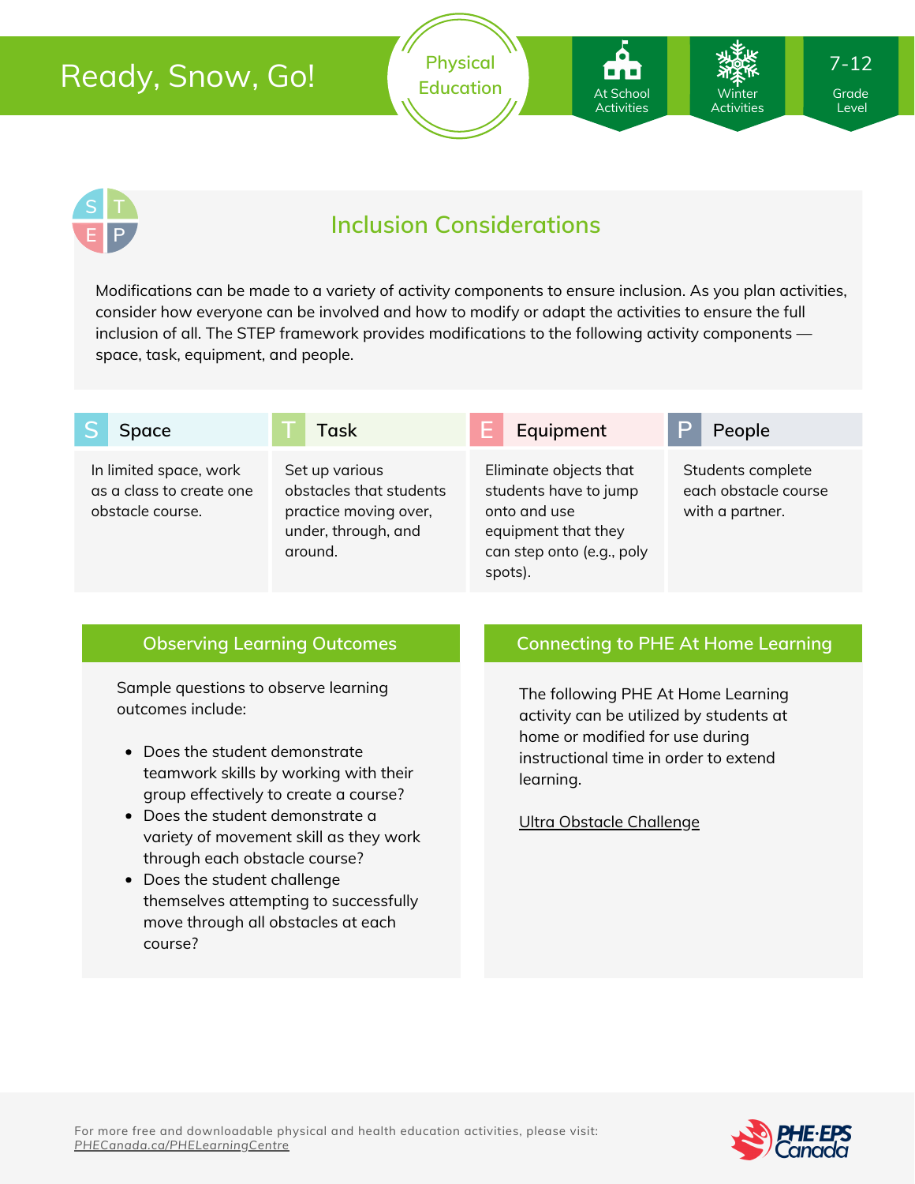# Ready, Snow, Go!

Physical Education

At School Activities | Winter Activities | 7-12 Grade Level

## Inclusion Considerations

Modifications can be made to a variety of activity components to ensure inclusion. As you plan activities, consider how everyone can be involved and how to modify or adapt the activities to ensure the full inclusion of all. The STEP framework provides modifications to the following activity components — space, task, equipment, and people.

| S Space | T Task | E Equipment | P People |
|---|---|---|---|
| In limited space, work as a class to create one obstacle course. | Set up various obstacles that students practice moving over, under, through, and around. | Eliminate objects that students have to jump onto and use equipment that they can step onto (e.g., poly spots). | Students complete each obstacle course with a partner. |

## Observing Learning Outcomes

Sample questions to observe learning outcomes include:

- Does the student demonstrate teamwork skills by working with their group effectively to create a course?
- Does the student demonstrate a variety of movement skill as they work through each obstacle course?
- Does the student challenge themselves attempting to successfully move through all obstacles at each course?

## Connecting to PHE At Home Learning

The following PHE At Home Learning activity can be utilized by students at home or modified for use during instructional time in order to extend learning.

Ultra Obstacle Challenge

For more free and downloadable physical and health education activities, please visit: PHECanada.ca/PHELearningCentre